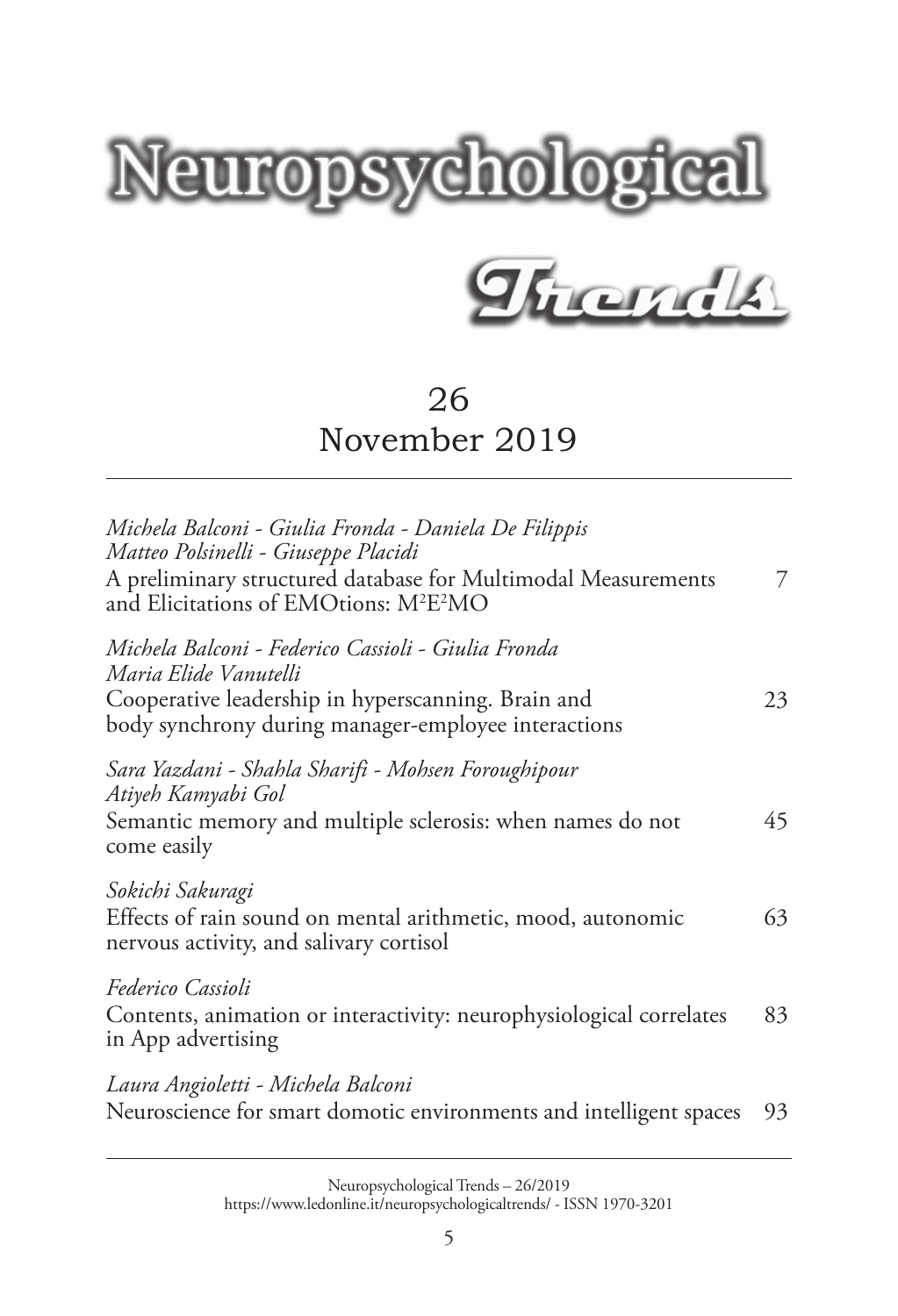# Neuropsychological Trends

## 26
## November 2019

---

*Michela Balconi - Giulia Fronda - Daniela De Filippis*
*Matteo Polsinelli - Giuseppe Placidi*
A preliminary structured database for Multimodal Measurements and Elicitations of EMOtions: $M^2E^2MO$ — 7

*Michela Balconi - Federico Cassioli - Giulia Fronda*
*Maria Elide Vanutelli*
Cooperative leadership in hyperscanning. Brain and body synchrony during manager-employee interactions — 23

*Sara Yazdani - Shahla Sharifi - Mohsen Foroughipour*
*Atiyeh Kamyabi Gol*
Semantic memory and multiple sclerosis: when names do not come easily — 45

*Sokichi Sakuragi*
Effects of rain sound on mental arithmetic, mood, autonomic nervous activity, and salivary cortisol — 63

*Federico Cassioli*
Contents, animation or interactivity: neurophysiological correlates in App advertising — 83

*Laura Angioletti - Michela Balconi*
Neuroscience for smart domotic environments and intelligent spaces — 93

---

Neuropsychological Trends – 26/2019
https://www.ledonline.it/neuropsychologicaltrends/ - ISSN 1970-3201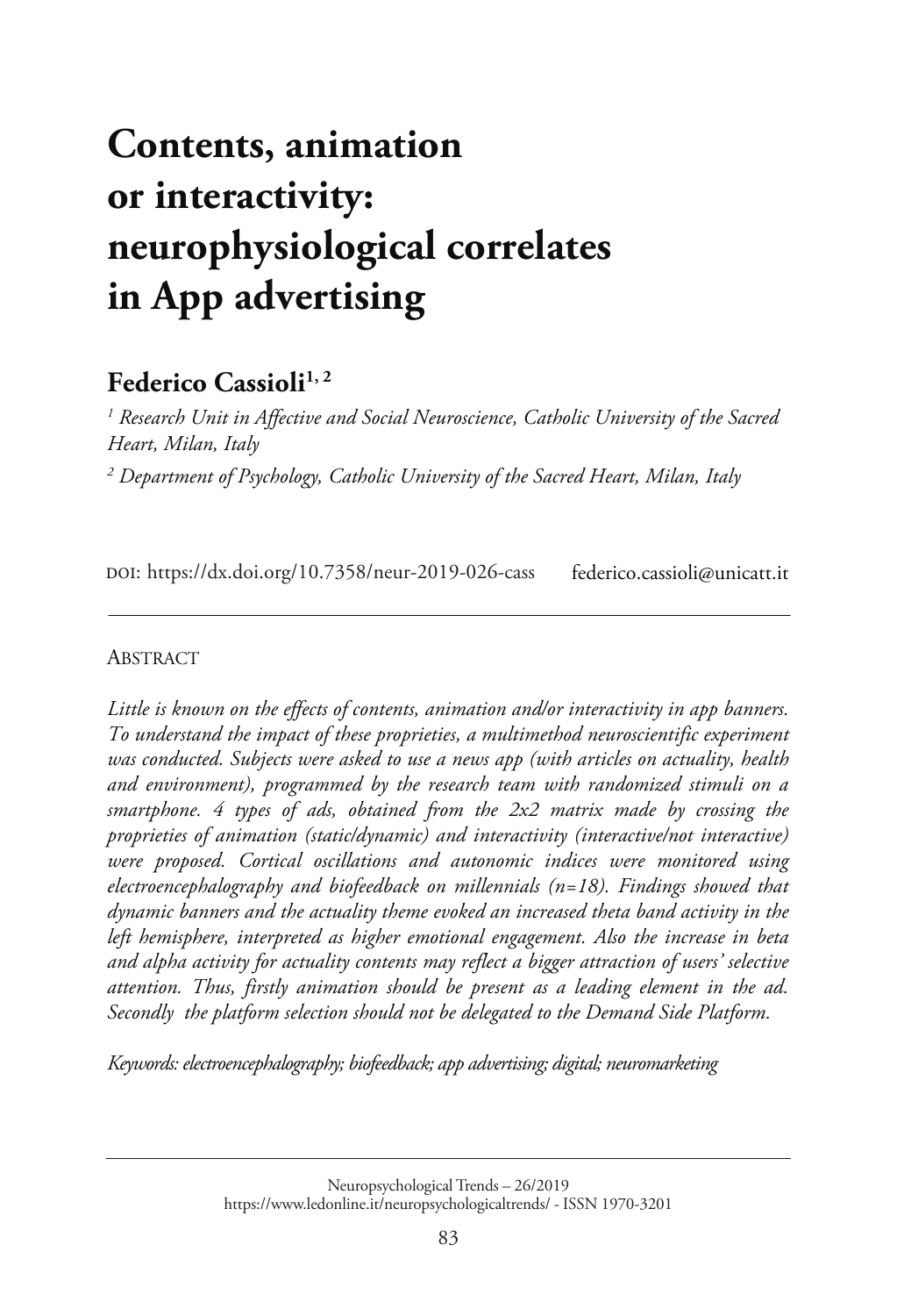# Contents, animation or interactivity: neurophysiological correlates in App advertising

## Federico Cassioli[1, 2]

[1] *Research Unit in Affective and Social Neuroscience, Catholic University of the Sacred Heart, Milan, Italy*

[2] *Department of Psychology, Catholic University of the Sacred Heart, Milan, Italy*

DOI: https://dx.doi.org/10.7358/neur-2019-026-cass federico.cassioli@unicatt.it

---

Abstract

*Little is known on the effects of contents, animation and/or interactivity in app banners. To understand the impact of these proprieties, a multimethod neuroscientific experiment was conducted. Subjects were asked to use a news app (with articles on actuality, health and environment), programmed by the research team with randomized stimuli on a smartphone. 4 types of ads, obtained from the 2x2 matrix made by crossing the proprieties of animation (static/dynamic) and interactivity (interactive/not interactive) were proposed. Cortical oscillations and autonomic indices were monitored using electroencephalography and biofeedback on millennials (n=18). Findings showed that dynamic banners and the actuality theme evoked an increased theta band activity in the left hemisphere, interpreted as higher emotional engagement. Also the increase in beta and alpha activity for actuality contents may reflect a bigger attraction of users' selective attention. Thus, firstly animation should be present as a leading element in the ad. Secondly the platform selection should not be delegated to the Demand Side Platform.*

*Keywords: electroencephalography; biofeedback; app advertising; digital; neuromarketing*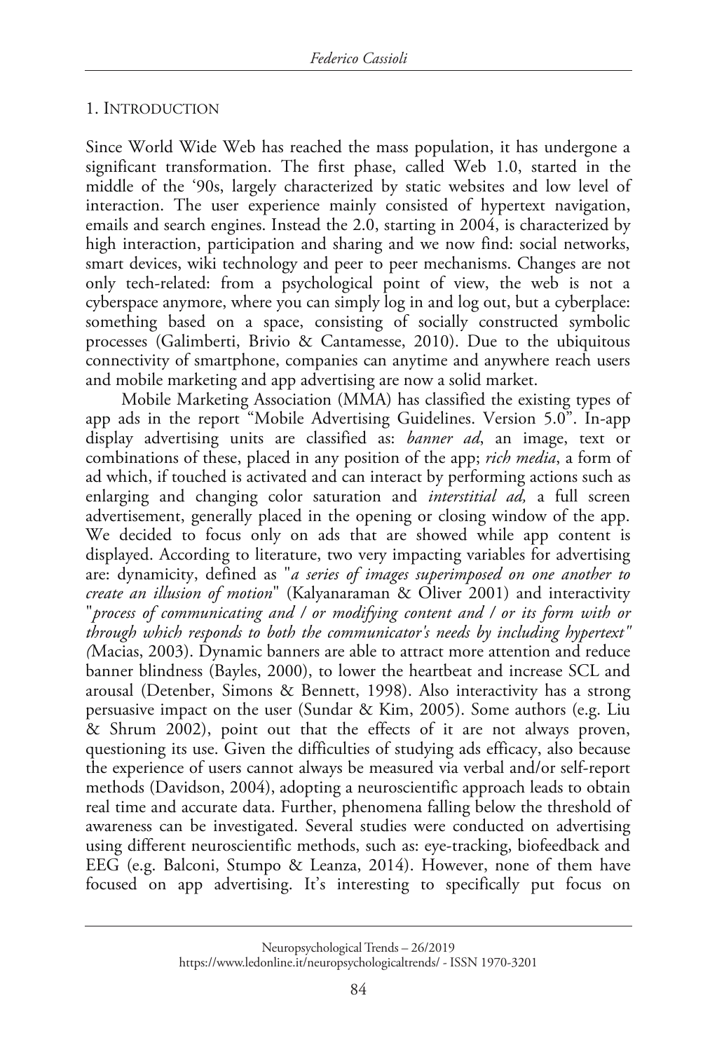## 1. INTRODUCTION

Since World Wide Web has reached the mass population, it has undergone a significant transformation. The first phase, called Web 1.0, started in the middle of the '90s, largely characterized by static websites and low level of interaction. The user experience mainly consisted of hypertext navigation, emails and search engines. Instead the 2.0, starting in 2004, is characterized by high interaction, participation and sharing and we now find: social networks, smart devices, wiki technology and peer to peer mechanisms. Changes are not only tech-related: from a psychological point of view, the web is not a cyberspace anymore, where you can simply log in and log out, but a cyberplace: something based on a space, consisting of socially constructed symbolic processes (Galimberti, Brivio & Cantamesse, 2010). Due to the ubiquitous connectivity of smartphone, companies can anytime and anywhere reach users and mobile marketing and app advertising are now a solid market.

Mobile Marketing Association (MMA) has classified the existing types of app ads in the report "Mobile Advertising Guidelines. Version 5.0". In-app display advertising units are classified as: *banner ad*, an image, text or combinations of these, placed in any position of the app; *rich media*, a form of ad which, if touched is activated and can interact by performing actions such as enlarging and changing color saturation and *interstitial ad,* a full screen advertisement, generally placed in the opening or closing window of the app. We decided to focus only on ads that are showed while app content is displayed. According to literature, two very impacting variables for advertising are: dynamicity, defined as "*a series of images superimposed on one another to create an illusion of motion*" (Kalyanaraman & Oliver 2001) and interactivity "*process of communicating and / or modifying content and / or its form with or through which responds to both the communicator's needs by including hypertext" (*Macias, 2003). Dynamic banners are able to attract more attention and reduce banner blindness (Bayles, 2000), to lower the heartbeat and increase SCL and arousal (Detenber, Simons & Bennett, 1998). Also interactivity has a strong persuasive impact on the user (Sundar & Kim, 2005). Some authors (e.g. Liu & Shrum 2002), point out that the effects of it are not always proven, questioning its use. Given the difficulties of studying ads efficacy, also because the experience of users cannot always be measured via verbal and/or self-report methods (Davidson, 2004), adopting a neuroscientific approach leads to obtain real time and accurate data. Further, phenomena falling below the threshold of awareness can be investigated. Several studies were conducted on advertising using different neuroscientific methods, such as: eye-tracking, biofeedback and EEG (e.g. Balconi, Stumpo & Leanza, 2014). However, none of them have focused on app advertising. It's interesting to specifically put focus on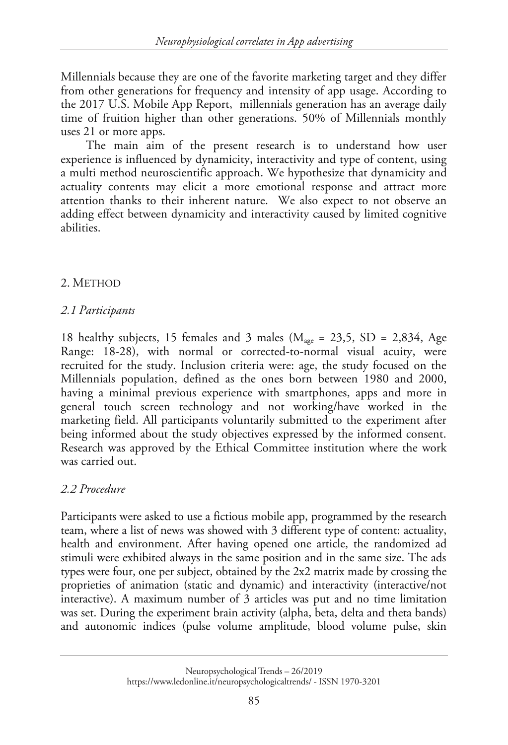Millennials because they are one of the favorite marketing target and they differ from other generations for frequency and intensity of app usage. According to the 2017 U.S. Mobile App Report, millennials generation has an average daily time of fruition higher than other generations. 50% of Millennials monthly uses 21 or more apps.

The main aim of the present research is to understand how user experience is influenced by dynamicity, interactivity and type of content, using a multi method neuroscientific approach. We hypothesize that dynamicity and actuality contents may elicit a more emotional response and attract more attention thanks to their inherent nature. We also expect to not observe an adding effect between dynamicity and interactivity caused by limited cognitive abilities.

## 2. Method

### *2.1 Participants*

18 healthy subjects, 15 females and 3 males ($M_{age}$ = 23,5, SD = 2,834, Age Range: 18-28), with normal or corrected-to-normal visual acuity, were recruited for the study. Inclusion criteria were: age, the study focused on the Millennials population, defined as the ones born between 1980 and 2000, having a minimal previous experience with smartphones, apps and more in general touch screen technology and not working/have worked in the marketing field. All participants voluntarily submitted to the experiment after being informed about the study objectives expressed by the informed consent. Research was approved by the Ethical Committee institution where the work was carried out.

### *2.2 Procedure*

Participants were asked to use a fictious mobile app, programmed by the research team, where a list of news was showed with 3 different type of content: actuality, health and environment. After having opened one article, the randomized ad stimuli were exhibited always in the same position and in the same size. The ads types were four, one per subject, obtained by the 2x2 matrix made by crossing the proprieties of animation (static and dynamic) and interactivity (interactive/not interactive). A maximum number of 3 articles was put and no time limitation was set. During the experiment brain activity (alpha, beta, delta and theta bands) and autonomic indices (pulse volume amplitude, blood volume pulse, skin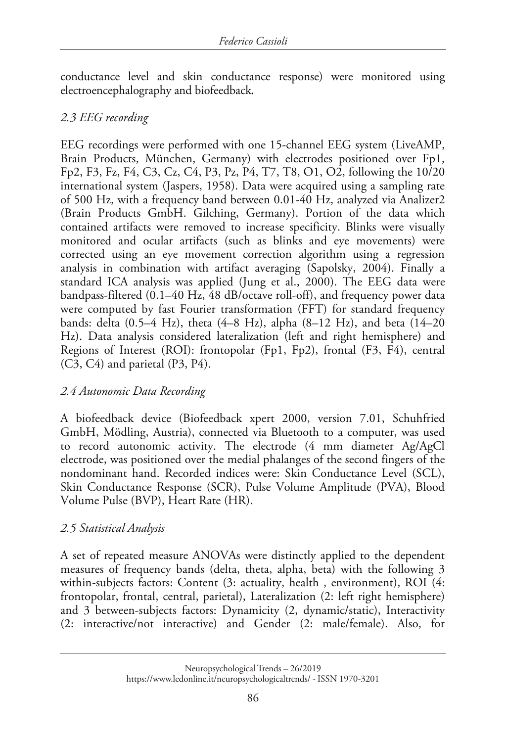conductance level and skin conductance response) were monitored using electroencephalography and biofeedback.

### *2.3 EEG recording*

EEG recordings were performed with one 15-channel EEG system (LiveAMP, Brain Products, München, Germany) with electrodes positioned over Fp1, Fp2, F3, Fz, F4, C3, Cz, C4, P3, Pz, P4, T7, T8, O1, O2, following the 10/20 international system (Jaspers, 1958). Data were acquired using a sampling rate of 500 Hz, with a frequency band between 0.01-40 Hz, analyzed via Analizer2 (Brain Products GmbH. Gilching, Germany). Portion of the data which contained artifacts were removed to increase specificity. Blinks were visually monitored and ocular artifacts (such as blinks and eye movements) were corrected using an eye movement correction algorithm using a regression analysis in combination with artifact averaging (Sapolsky, 2004). Finally a standard ICA analysis was applied (Jung et al., 2000). The EEG data were bandpass-filtered (0.1–40 Hz, 48 dB/octave roll-off), and frequency power data were computed by fast Fourier transformation (FFT) for standard frequency bands: delta (0.5–4 Hz), theta (4–8 Hz), alpha (8–12 Hz), and beta (14–20 Hz). Data analysis considered lateralization (left and right hemisphere) and Regions of Interest (ROI): frontopolar (Fp1, Fp2), frontal (F3, F4), central (C3, C4) and parietal (P3, P4).

### *2.4 Autonomic Data Recording*

A biofeedback device (Biofeedback xpert 2000, version 7.01, Schuhfried GmbH, Mödling, Austria), connected via Bluetooth to a computer, was used to record autonomic activity. The electrode (4 mm diameter Ag/AgCl electrode, was positioned over the medial phalanges of the second fingers of the nondominant hand. Recorded indices were: Skin Conductance Level (SCL), Skin Conductance Response (SCR), Pulse Volume Amplitude (PVA), Blood Volume Pulse (BVP), Heart Rate (HR).

### *2.5 Statistical Analysis*

A set of repeated measure ANOVAs were distinctly applied to the dependent measures of frequency bands (delta, theta, alpha, beta) with the following 3 within-subjects factors: Content (3: actuality, health , environment), ROI (4: frontopolar, frontal, central, parietal), Lateralization (2: left right hemisphere) and 3 between-subjects factors: Dynamicity (2, dynamic/static), Interactivity (2: interactive/not interactive) and Gender (2: male/female). Also, for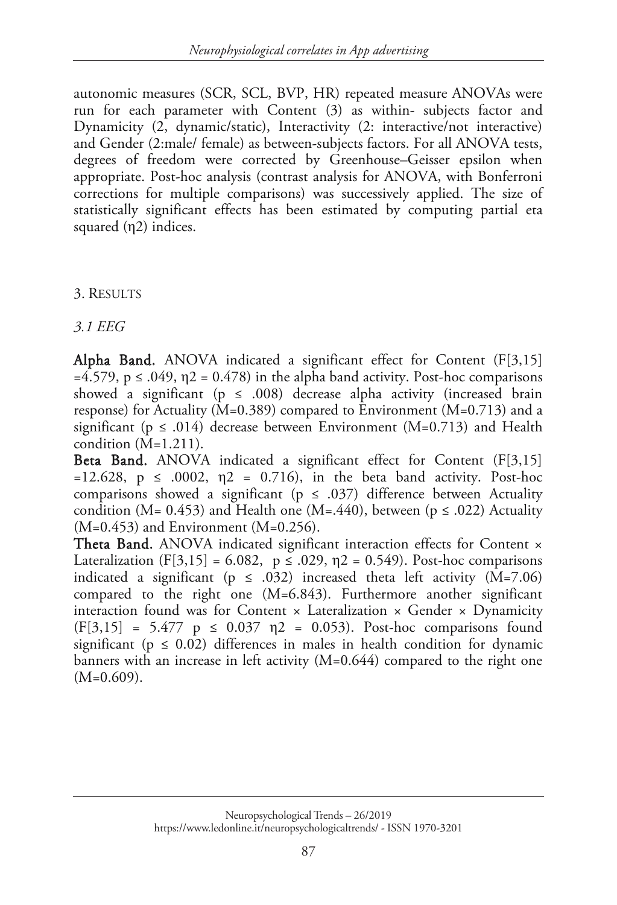autonomic measures (SCR, SCL, BVP, HR) repeated measure ANOVAs were run for each parameter with Content (3) as within- subjects factor and Dynamicity (2, dynamic/static), Interactivity (2: interactive/not interactive) and Gender (2:male/ female) as between-subjects factors. For all ANOVA tests, degrees of freedom were corrected by Greenhouse–Geisser epsilon when appropriate. Post-hoc analysis (contrast analysis for ANOVA, with Bonferroni corrections for multiple comparisons) was successively applied. The size of statistically significant effects has been estimated by computing partial eta squared ($\eta 2$) indices.

## 3. Results

### *3.1 EEG*

**Alpha Band.** ANOVA indicated a significant effect for Content ($F[3,15] = 4.579$, $p \leq .049$, $\eta 2 = 0.478$) in the alpha band activity. Post-hoc comparisons showed a significant ($p \leq .008$) decrease alpha activity (increased brain response) for Actuality (M=0.389) compared to Environment (M=0.713) and a significant ($p \leq .014$) decrease between Environment (M=0.713) and Health condition (M=1.211).

**Beta Band.** ANOVA indicated a significant effect for Content ($F[3,15] = 12.628$, $p \leq .0002$, $\eta 2 = 0.716$), in the beta band activity. Post-hoc comparisons showed a significant ($p \leq .037$) difference between Actuality condition (M= 0.453) and Health one (M=.440), between ($p \leq .022$) Actuality (M=0.453) and Environment (M=0.256).

**Theta Band.** ANOVA indicated significant interaction effects for Content × Lateralization ($F[3,15] = 6.082$, $p \leq .029$, $\eta 2 = 0.549$). Post-hoc comparisons indicated a significant ($p \leq .032$) increased theta left activity (M=7.06) compared to the right one (M=6.843). Furthermore another significant interaction found was for Content × Lateralization × Gender × Dynamicity ($F[3,15] = 5.477$ $p \leq 0.037$ $\eta 2 = 0.053$). Post-hoc comparisons found significant ($p \leq 0.02$) differences in males in health condition for dynamic banners with an increase in left activity (M=0.644) compared to the right one (M=0.609).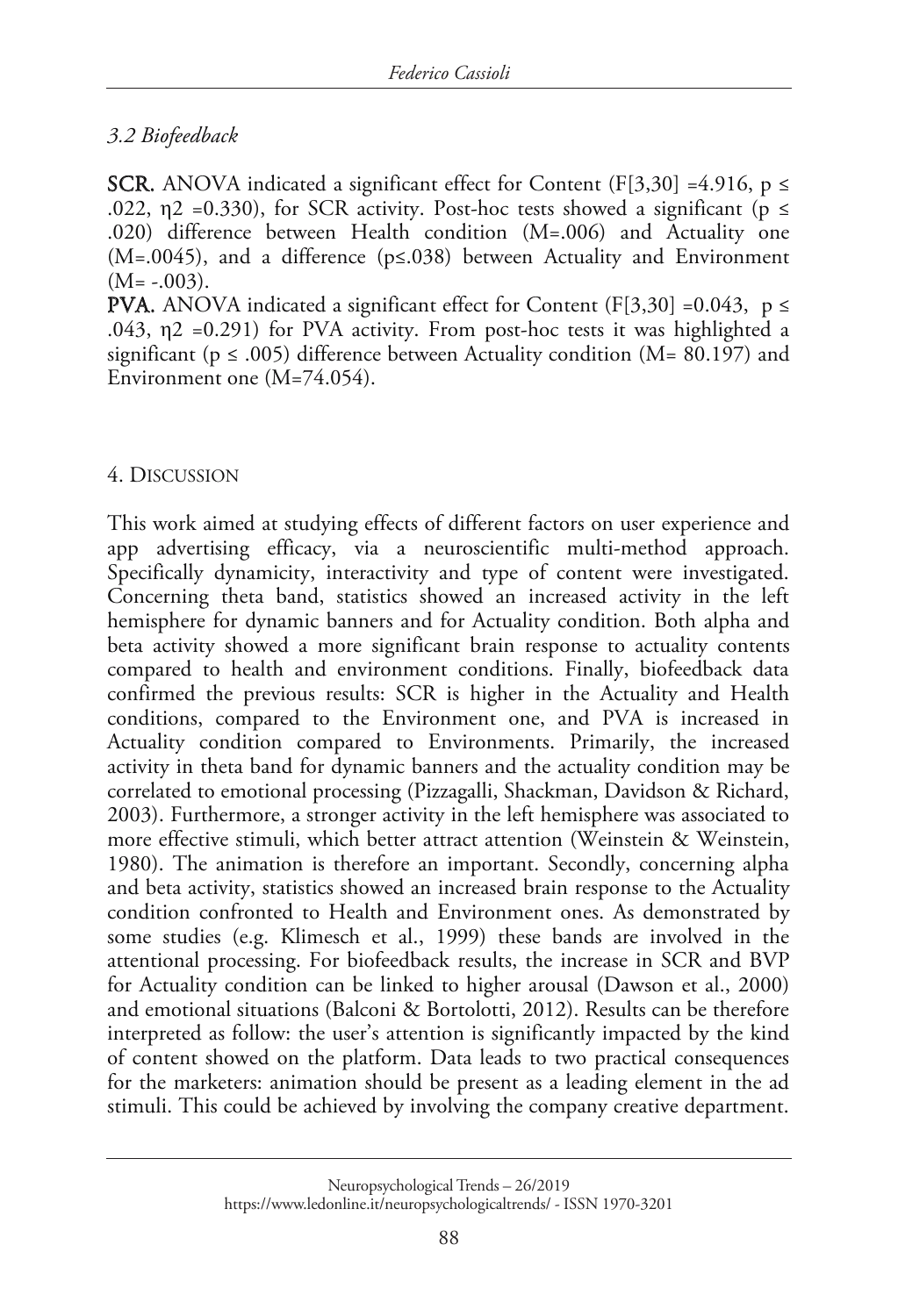### *3.2 Biofeedback*

**SCR.** ANOVA indicated a significant effect for Content ($F[3,30] = 4.916$, $p \leq .022$, $\eta 2 = 0.330$), for SCR activity. Post-hoc tests showed a significant ($p \leq .020$) difference between Health condition ($M=.006$) and Actuality one ($M=.0045$), and a difference ($p \leq .038$) between Actuality and Environment ($M= -.003$).

**PVA.** ANOVA indicated a significant effect for Content ($F[3,30] = 0.043$, $p \leq .043$, $\eta 2 = 0.291$) for PVA activity. From post-hoc tests it was highlighted a significant ($p \leq .005$) difference between Actuality condition ($M= 80.197$) and Environment one ($M=74.054$).

## 4. Discussion

This work aimed at studying effects of different factors on user experience and app advertising efficacy, via a neuroscientific multi-method approach. Specifically dynamicity, interactivity and type of content were investigated. Concerning theta band, statistics showed an increased activity in the left hemisphere for dynamic banners and for Actuality condition. Both alpha and beta activity showed a more significant brain response to actuality contents compared to health and environment conditions. Finally, biofeedback data confirmed the previous results: SCR is higher in the Actuality and Health conditions, compared to the Environment one, and PVA is increased in Actuality condition compared to Environments. Primarily, the increased activity in theta band for dynamic banners and the actuality condition may be correlated to emotional processing (Pizzagalli, Shackman, Davidson & Richard, 2003). Furthermore, a stronger activity in the left hemisphere was associated to more effective stimuli, which better attract attention (Weinstein & Weinstein, 1980). The animation is therefore an important. Secondly, concerning alpha and beta activity, statistics showed an increased brain response to the Actuality condition confronted to Health and Environment ones. As demonstrated by some studies (e.g. Klimesch et al., 1999) these bands are involved in the attentional processing. For biofeedback results, the increase in SCR and BVP for Actuality condition can be linked to higher arousal (Dawson et al., 2000) and emotional situations (Balconi & Bortolotti, 2012). Results can be therefore interpreted as follow: the user's attention is significantly impacted by the kind of content showed on the platform. Data leads to two practical consequences for the marketers: animation should be present as a leading element in the ad stimuli. This could be achieved by involving the company creative department.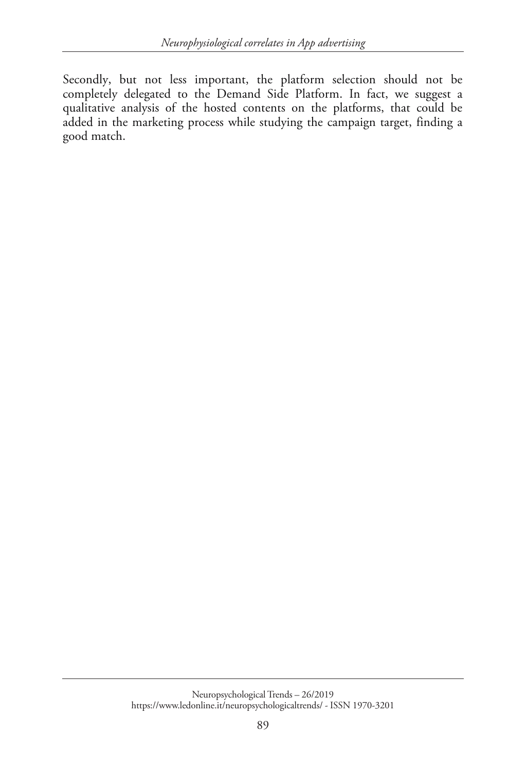Secondly, but not less important, the platform selection should not be completely delegated to the Demand Side Platform. In fact, we suggest a qualitative analysis of the hosted contents on the platforms, that could be added in the marketing process while studying the campaign target, finding a good match.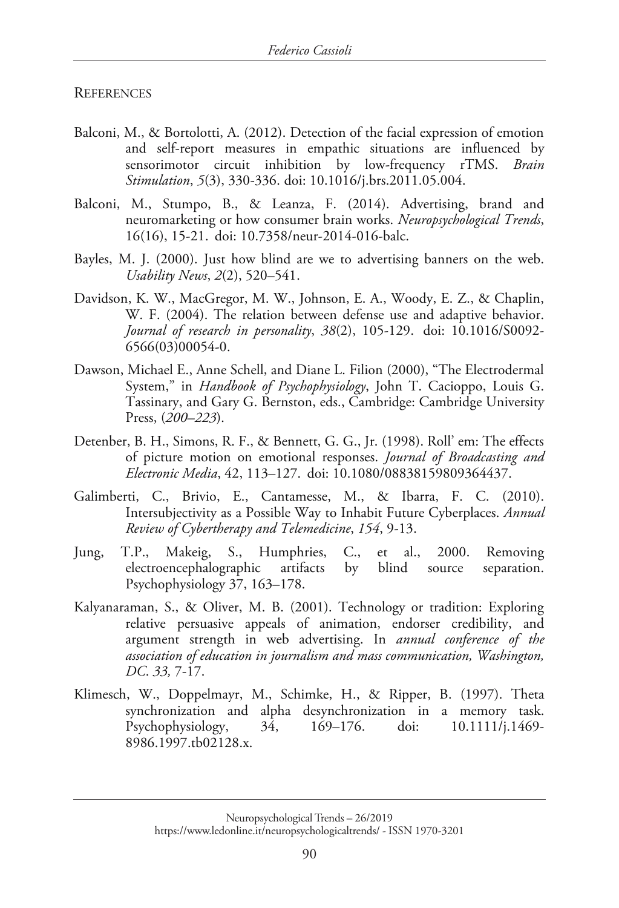## REFERENCES

Balconi, M., & Bortolotti, A. (2012). Detection of the facial expression of emotion and self-report measures in empathic situations are influenced by sensorimotor circuit inhibition by low-frequency rTMS. *Brain Stimulation*, *5*(3), 330-336. doi: 10.1016/j.brs.2011.05.004.

Balconi, M., Stumpo, B., & Leanza, F. (2014). Advertising, brand and neuromarketing or how consumer brain works. *Neuropsychological Trends*, 16(16), 15-21. doi: 10.7358/neur-2014-016-balc.

Bayles, M. J. (2000). Just how blind are we to advertising banners on the web. *Usability News*, *2*(2), 520–541.

Davidson, K. W., MacGregor, M. W., Johnson, E. A., Woody, E. Z., & Chaplin, W. F. (2004). The relation between defense use and adaptive behavior. *Journal of research in personality*, *38*(2), 105-129. doi: 10.1016/S0092-6566(03)00054-0.

Dawson, Michael E., Anne Schell, and Diane L. Filion (2000), "The Electrodermal System," in *Handbook of Psychophysiology*, John T. Cacioppo, Louis G. Tassinary, and Gary G. Bernston, eds., Cambridge: Cambridge University Press, (*200–223*).

Detenber, B. H., Simons, R. F., & Bennett, G. G., Jr. (1998). Roll' em: The effects of picture motion on emotional responses. *Journal of Broadcasting and Electronic Media*, 42, 113–127. doi: 10.1080/08838159809364437.

Galimberti, C., Brivio, E., Cantamesse, M., & Ibarra, F. C. (2010). Intersubjectivity as a Possible Way to Inhabit Future Cyberplaces. *Annual Review of Cybertherapy and Telemedicine*, *154*, 9-13.

Jung, T.P., Makeig, S., Humphries, C., et al., 2000. Removing electroencephalographic artifacts by blind source separation. Psychophysiology 37, 163–178.

Kalyanaraman, S., & Oliver, M. B. (2001). Technology or tradition: Exploring relative persuasive appeals of animation, endorser credibility, and argument strength in web advertising. In *annual conference of the association of education in journalism and mass communication, Washington, DC*. *33,* 7-17.

Klimesch, W., Doppelmayr, M., Schimke, H., & Ripper, B. (1997). Theta synchronization and alpha desynchronization in a memory task. Psychophysiology, 34, 169–176. doi: 10.1111/j.1469-8986.1997.tb02128.x.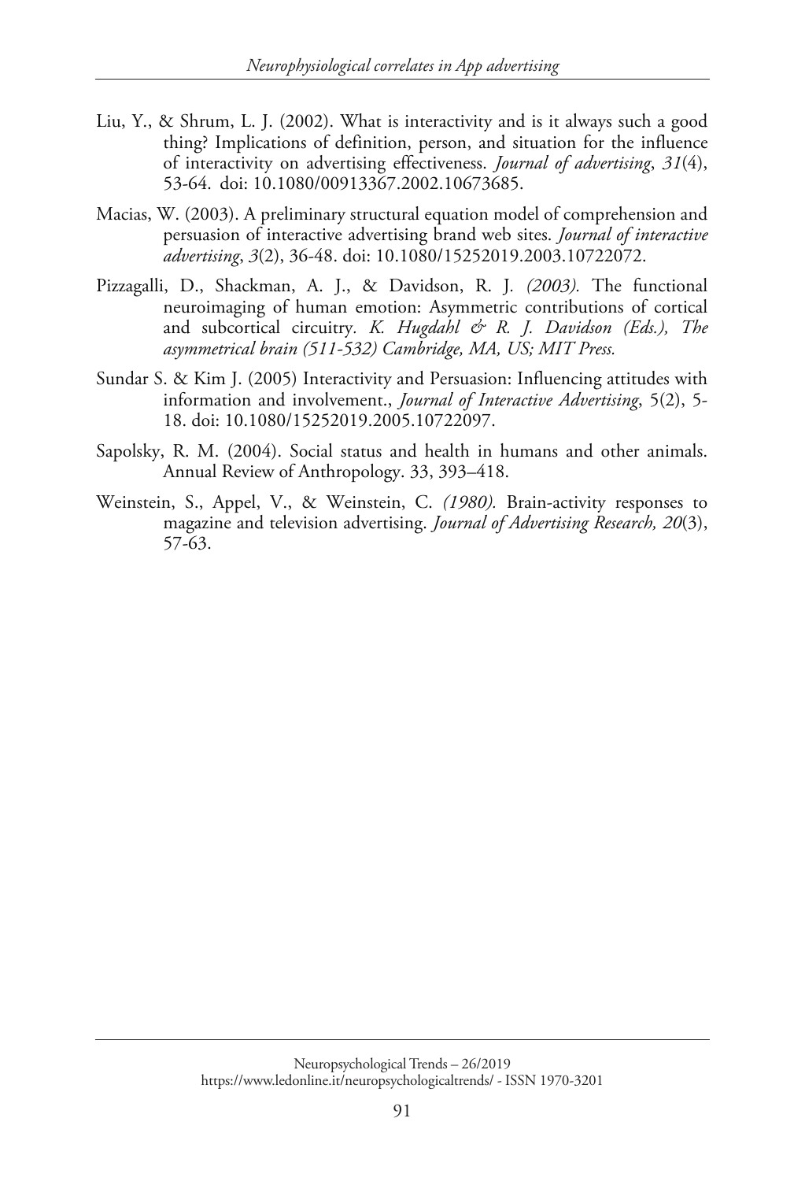Liu, Y., & Shrum, L. J. (2002). What is interactivity and is it always such a good thing? Implications of definition, person, and situation for the influence of interactivity on advertising effectiveness. *Journal of advertising*, *31*(4), 53-64. doi: 10.1080/00913367.2002.10673685.

Macias, W. (2003). A preliminary structural equation model of comprehension and persuasion of interactive advertising brand web sites. *Journal of interactive advertising*, *3*(2), 36-48. doi: 10.1080/15252019.2003.10722072.

Pizzagalli, D., Shackman, A. J., & Davidson, R. J. *(2003).* The functional neuroimaging of human emotion: Asymmetric contributions of cortical and subcortical circuitry. *K. Hugdahl & R. J. Davidson (Eds.), The asymmetrical brain (511-532) Cambridge, MA, US; MIT Press.*

Sundar S. & Kim J. (2005) Interactivity and Persuasion: Influencing attitudes with information and involvement., *Journal of Interactive Advertising*, 5(2), 5-18. doi: 10.1080/15252019.2005.10722097.

Sapolsky, R. M. (2004). Social status and health in humans and other animals. Annual Review of Anthropology. 33, 393–418.

Weinstein, S., Appel, V., & Weinstein, C. *(1980).* Brain-activity responses to magazine and television advertising. *Journal of Advertising Research, 20*(3), 57-63.